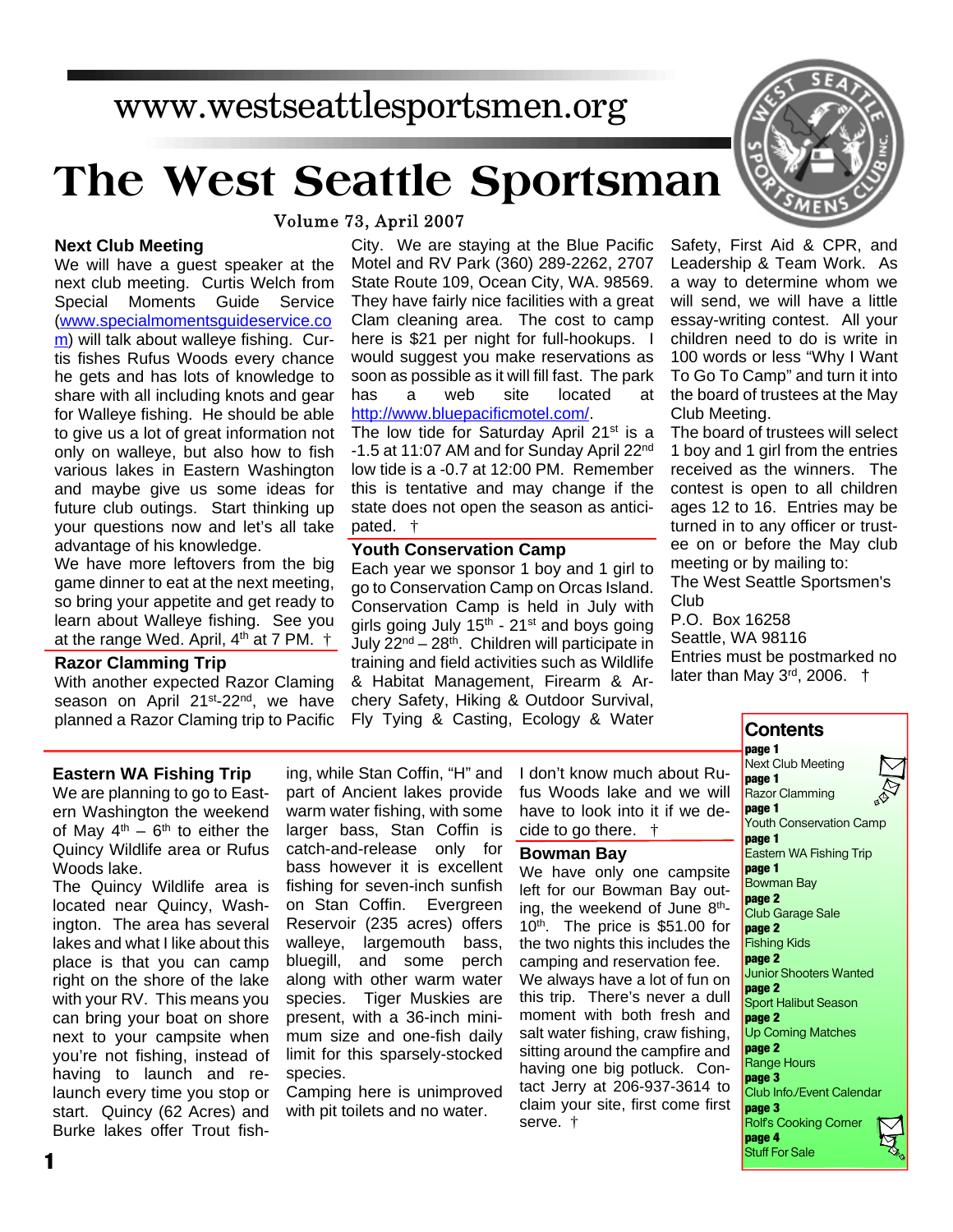www.westseattlesportsmen.org

# The West Seattle Sportsman

Volume 73, April 2007

## Next Club Meeting

We will have a guest speaker at the next club meeting. Curtis Welch from Special Moments Guide Service (www.specialmomentsguideservice.com) will talk about walleye fishing. Curtis fishes Rufus Woods every chance he gets and has lots of knowledge to share with all including knots and gear for Walleye fishing. He should be able to give us a lot of great information not only on walleye, but also how to fish various lakes in Eastern Washington and maybe give us some ideas for future club outings. Start thinking up your questions now and let's all take advantage of his knowledge.

We have more leftovers from the big game dinner to eat at the next meeting, so bring your appetite and get ready to learn about Walleye fishing. See you at the range Wed. April, 4th at 7 PM. †

## Razor Clamming Trip

With another expected Razor Claming season on April 21st-22nd, we have planned a Razor Claming trip to Pacific City. We are staying at the Blue Pacific Motel and RV Park (360) 289-2262, 2707 State Route 109, Ocean City, WA. 98569. They have fairly nice facilities with a great Clam cleaning area. The cost to camp here is $21 per night for full-hookups. I would suggest you make reservations as soon as possible as it will fill fast. The park has a web site located at http://www.bluepacificmotel.com/.

The low tide for Saturday April 21st is a -1.5 at 11:07 AM and for Sunday April 22nd low tide is a -0.7 at 12:00 PM. Remember this is tentative and may change if the state does not open the season as anticipated. †

## Youth Conservation Camp

Each year we sponsor 1 boy and 1 girl to go to Conservation Camp on Orcas Island. Conservation Camp is held in July with girls going July 15th - 21st and boys going July 22nd – 28th. Children will participate in training and field activities such as Wildlife & Habitat Management, Firearm & Archery Safety, Hiking & Outdoor Survival, Fly Tying & Casting, Ecology & Water Safety, First Aid & CPR, and Leadership & Team Work. As a way to determine whom we will send, we will have a little essay-writing contest. All your children need to do is write in 100 words or less "Why I Want To Go To Camp" and turn it into the board of trustees at the May Club Meeting.

The board of trustees will select 1 boy and 1 girl from the entries received as the winners. The contest is open to all children ages 12 to 16. Entries may be turned in to any officer or trustee on or before the May club meeting or by mailing to:

The West Seattle Sportsmen's Club
P.O. Box 16258
Seattle, WA 98116

Entries must be postmarked no later than May 3rd, 2006. †

## Contents

- page 1 Next Club Meeting
- page 1 Razor Clamming
- page 1 Youth Conservation Camp
- page 1 Eastern WA Fishing Trip
- page 1 Bowman Bay
- page 2 Club Garage Sale
- page 2 Fishing Kids
- page 2 Junior Shooters Wanted
- page 2 Sport Halibut Season
- page 2 Up Coming Matches
- page 2 Range Hours
- page 3 Club Info./Event Calendar
- page 3 Rolf's Cooking Corner
- page 4 Stuff For Sale

## Eastern WA Fishing Trip

We are planning to go to Eastern Washington the weekend of May 4th – 6th to either the Quincy Wildlife area or Rufus Woods lake.

The Quincy Wildlife area is located near Quincy, Washington. The area has several lakes and what I like about this place is that you can camp right on the shore of the lake with your RV. This means you can bring your boat on shore next to your campsite when you're not fishing, instead of having to launch and re-launch every time you stop or start. Quincy (62 Acres) and Burke lakes offer Trout fishing, while Stan Coffin, "H" and part of Ancient lakes provide warm water fishing, with some larger bass, Stan Coffin is catch-and-release only for bass however it is excellent fishing for seven-inch sunfish on Stan Coffin. Evergreen Reservoir (235 acres) offers walleye, largemouth bass, bluegill, and some perch along with other warm water species. Tiger Muskies are present, with a 36-inch minimum size and one-fish daily limit for this sparsely-stocked species.

Camping here is unimproved with pit toilets and no water.

I don't know much about Rufus Woods lake and we will have to look into it if we decide to go there. †

## Bowman Bay

We have only one campsite left for our Bowman Bay outing, the weekend of June 8th-10th. The price is $51.00 for the two nights this includes the camping and reservation fee. We always have a lot of fun on this trip. There's never a dull moment with both fresh and salt water fishing, craw fishing, sitting around the campfire and having one big potluck. Contact Jerry at 206-937-3614 to claim your site, first come first serve. †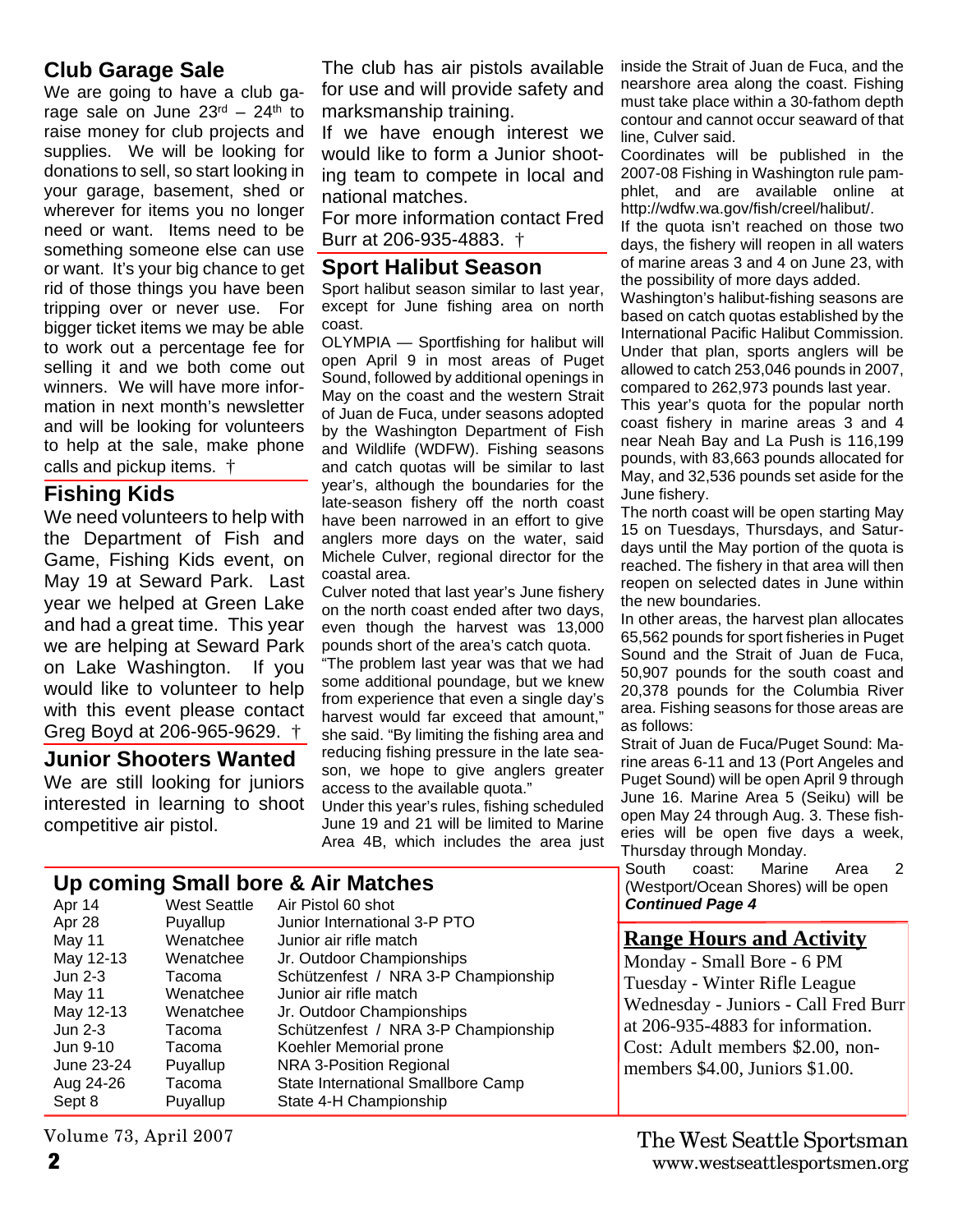## Club Garage Sale

We are going to have a club garage sale on June 23rd – 24th to raise money for club projects and supplies. We will be looking for donations to sell, so start looking in your garage, basement, shed or wherever for items you no longer need or want. Items need to be something someone else can use or want. It's your big chance to get rid of those things you have been tripping over or never use. For bigger ticket items we may be able to work out a percentage fee for selling it and we both come out winners. We will have more information in next month's newsletter and will be looking for volunteers to help at the sale, make phone calls and pickup items. †

## Fishing Kids

We need volunteers to help with the Department of Fish and Game, Fishing Kids event, on May 19 at Seward Park. Last year we helped at Green Lake and had a great time. This year we are helping at Seward Park on Lake Washington. If you would like to volunteer to help with this event please contact Greg Boyd at 206-965-9629. †

## Junior Shooters Wanted

We are still looking for juniors interested in learning to shoot competitive air pistol.

The club has air pistols available for use and will provide safety and marksmanship training.

If we have enough interest we would like to form a Junior shooting team to compete in local and national matches.

For more information contact Fred Burr at 206-935-4883. †

## Sport Halibut Season

Sport halibut season similar to last year, except for June fishing area on north coast.

OLYMPIA — Sportfishing for halibut will open April 9 in most areas of Puget Sound, followed by additional openings in May on the coast and the western Strait of Juan de Fuca, under seasons adopted by the Washington Department of Fish and Wildlife (WDFW). Fishing seasons and catch quotas will be similar to last year's, although the boundaries for the late-season fishery off the north coast have been narrowed in an effort to give anglers more days on the water, said Michele Culver, regional director for the coastal area.

Culver noted that last year's June fishery on the north coast ended after two days, even though the harvest was 13,000 pounds short of the area's catch quota.

"The problem last year was that we had some additional poundage, but we knew from experience that even a single day's harvest would far exceed that amount," she said. "By limiting the fishing area and reducing fishing pressure in the late season, we hope to give anglers greater access to the available quota."

Under this year's rules, fishing scheduled June 19 and 21 will be limited to Marine Area 4B, which includes the area just inside the Strait of Juan de Fuca, and the nearshore area along the coast. Fishing must take place within a 30-fathom depth contour and cannot occur seaward of that line, Culver said.

Coordinates will be published in the 2007-08 Fishing in Washington rule pamphlet, and are available online at http://wdfw.wa.gov/fish/creel/halibut/.

If the quota isn't reached on those two days, the fishery will reopen in all waters of marine areas 3 and 4 on June 23, with the possibility of more days added.

Washington's halibut-fishing seasons are based on catch quotas established by the International Pacific Halibut Commission. Under that plan, sports anglers will be allowed to catch 253,046 pounds in 2007, compared to 262,973 pounds last year.

This year's quota for the popular north coast fishery in marine areas 3 and 4 near Neah Bay and La Push is 116,199 pounds, with 83,663 pounds allocated for May, and 32,536 pounds set aside for the June fishery.

The north coast will be open starting May 15 on Tuesdays, Thursdays, and Saturdays until the May portion of the quota is reached. The fishery in that area will then reopen on selected dates in June within the new boundaries.

In other areas, the harvest plan allocates 65,562 pounds for sport fisheries in Puget Sound and the Strait of Juan de Fuca, 50,907 pounds for the south coast and 20,378 pounds for the Columbia River area. Fishing seasons for those areas are as follows:

Strait of Juan de Fuca/Puget Sound: Marine areas 6-11 and 13 (Port Angeles and Puget Sound) will be open April 9 through June 16. Marine Area 5 (Seiku) will be open May 24 through Aug. 3. These fisheries will be open five days a week, Thursday through Monday.

South coast: Marine Area 2 (Westport/Ocean Shores) will be open

***Continued Page 4***

## Up coming Small bore & Air Matches

| | | |
|---|---|---|
| Apr 14 | West Seattle | Air Pistol 60 shot |
| Apr 28 | Puyallup | Junior International 3-P PTO |
| May 11 | Wenatchee | Junior air rifle match |
| May 12-13 | Wenatchee | Jr. Outdoor Championships |
| Jun 2-3 | Tacoma | Schützenfest / NRA 3-P Championship |
| May 11 | Wenatchee | Junior air rifle match |
| May 12-13 | Wenatchee | Jr. Outdoor Championships |
| Jun 2-3 | Tacoma | Schützenfest / NRA 3-P Championship |
| Jun 9-10 | Tacoma | Koehler Memorial prone |
| June 23-24 | Puyallup | NRA 3-Position Regional |
| Aug 24-26 | Tacoma | State International Smallbore Camp |
| Sept 8 | Puyallup | State 4-H Championship |

## Range Hours and Activity

Monday - Small Bore - 6 PM
Tuesday - Winter Rifle League
Wednesday - Juniors - Call Fred Burr at 206-935-4883 for information.
Cost: Adult members $2.00, non-members $4.00, Juniors $1.00.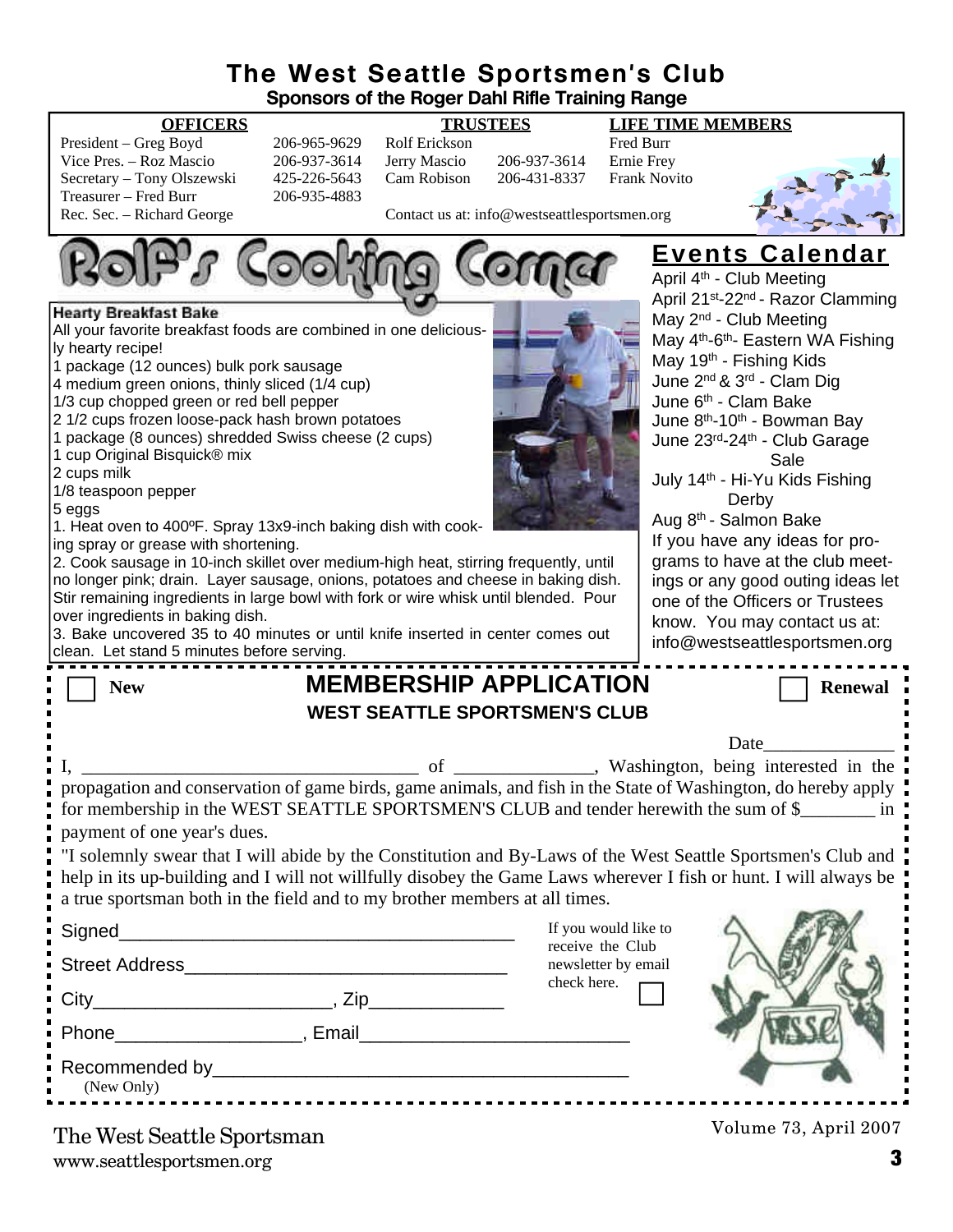# The West Seattle Sportsmen's Club

**Sponsors of the Roger Dahl Rifle Training Range**

| OFFICERS | | TRUSTEES | | LIFE TIME MEMBERS |
|---|---|---|---|---|
| President – Greg Boyd | 206-965-9629 | Rolf Erickson | | Fred Burr |
| Vice Pres. – Roz Mascio | 206-937-3614 | Jerry Mascio | 206-937-3614 | Ernie Frey |
| Secretary – Tony Olszewski | 425-226-5643 | Cam Robison | 206-431-8337 | Frank Novito |
| Treasurer – Fred Burr | 206-935-4883 | | | |
| Rec. Sec. – Richard George | | Contact us at: info@westseattlesportsmen.org | | |

## Rolf's Cooking Corner

### Hearty Breakfast Bake

All your favorite breakfast foods are combined in one deliciously hearty recipe!

1 package (12 ounces) bulk pork sausage
4 medium green onions, thinly sliced (1/4 cup)
1/3 cup chopped green or red bell pepper
2 1/2 cups frozen loose-pack hash brown potatoes
1 package (8 ounces) shredded Swiss cheese (2 cups)
1 cup Original Bisquick® mix
2 cups milk
1/8 teaspoon pepper
5 eggs

1. Heat oven to 400ºF. Spray 13x9-inch baking dish with cooking spray or grease with shortening.
2. Cook sausage in 10-inch skillet over medium-high heat, stirring frequently, until no longer pink; drain. Layer sausage, onions, potatoes and cheese in baking dish. Stir remaining ingredients in large bowl with fork or wire whisk until blended. Pour over ingredients in baking dish.
3. Bake uncovered 35 to 40 minutes or until knife inserted in center comes out clean. Let stand 5 minutes before serving.

## Events Calendar

April 4th - Club Meeting
April 21st-22nd - Razor Clamming
May 2nd - Club Meeting
May 4th-6th- Eastern WA Fishing
May 19th - Fishing Kids
June 2nd & 3rd - Clam Dig
June 6th - Clam Bake
June 8th-10th - Bowman Bay
June 23rd-24th - Club Garage Sale
July 14th - Hi-Yu Kids Fishing Derby
Aug 8th - Salmon Bake

If you have any ideas for programs to have at the club meetings or any good outing ideas let one of the Officers or Trustees know. You may contact us at: info@westseattlesportsmen.org

## MEMBERSHIP APPLICATION

☐ **New** ☐ **Renewal**

**WEST SEATTLE SPORTSMEN'S CLUB**

Date______________

I, ____________________________________ of _______________, Washington, being interested in the propagation and conservation of game birds, game animals, and fish in the State of Washington, do hereby apply for membership in the WEST SEATTLE SPORTSMEN'S CLUB and tender herewith the sum of $________ in payment of one year's dues.

"I solemnly swear that I will abide by the Constitution and By-Laws of the West Seattle Sportsmen's Club and help in its up-building and I will not willfully disobey the Game Laws wherever I fish or hunt. I will always be a true sportsman both in the field and to my brother members at all times.

Signed_______________________________________

Street Address________________________________

City_______________________, Zip_____________

Phone__________________, Email__________________________

Recommended by________________________________________
(New Only)

If you would like to receive the Club newsletter by email check here. ☐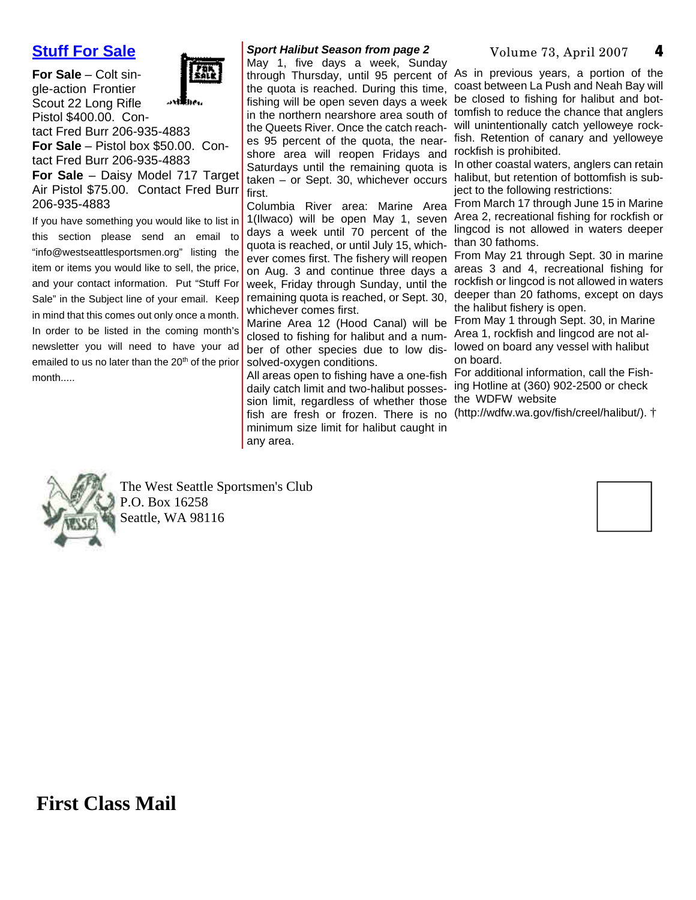## Stuff For Sale

**For Sale** – Colt single-action Frontier Scout 22 Long Rifle Pistol $400.00. Contact Fred Burr 206-935-4883

**For Sale** – Pistol box $50.00. Contact Fred Burr 206-935-4883

**For Sale** – Daisy Model 717 Target Air Pistol $75.00. Contact Fred Burr 206-935-4883

If you have something you would like to list in this section please send an email to "info@westseattlesportsmen.org" listing the item or items you would like to sell, the price, and your contact information. Put "Stuff For Sale" in the Subject line of your email. Keep in mind that this comes out only once a month. In order to be listed in the coming month's newsletter you will need to have your ad emailed to us no later than the 20th of the prior month.....

***Sport Halibut Season from page 2***

May 1, five days a week, Sunday through Thursday, until 95 percent of the quota is reached. During this time, fishing will be open seven days a week in the northern nearshore area south of the Queets River. Once the catch reaches 95 percent of the quota, the nearshore area will reopen Fridays and Saturdays until the remaining quota is taken – or Sept. 30, whichever occurs first.

Columbia River area: Marine Area 1(Ilwaco) will be open May 1, seven days a week until 70 percent of the quota is reached, or until July 15, whichever comes first. The fishery will reopen on Aug. 3 and continue three days a week, Friday through Sunday, until the remaining quota is reached, or Sept. 30, whichever comes first.

Marine Area 12 (Hood Canal) will be closed to fishing for halibut and a number of other species due to low dissolved-oxygen conditions.

All areas open to fishing have a one-fish daily catch limit and two-halibut possession limit, regardless of whether those fish are fresh or frozen. There is no minimum size limit for halibut caught in any area.

As in previous years, a portion of the coast between La Push and Neah Bay will be closed to fishing for halibut and bottomfish to reduce the chance that anglers will unintentionally catch yelloweye rockfish. Retention of canary and yelloweye rockfish is prohibited.

In other coastal waters, anglers can retain halibut, but retention of bottomfish is subject to the following restrictions:

From March 17 through June 15 in Marine Area 2, recreational fishing for rockfish or lingcod is not allowed in waters deeper than 30 fathoms.

From May 21 through Sept. 30 in marine areas 3 and 4, recreational fishing for rockfish or lingcod is not allowed in waters deeper than 20 fathoms, except on days the halibut fishery is open.

From May 1 through Sept. 30, in Marine Area 1, rockfish and lingcod are not allowed on board any vessel with halibut on board.

For additional information, call the Fishing Hotline at (360) 902-2500 or check the WDFW website (http://wdfw.wa.gov/fish/creel/halibut/). †

The West Seattle Sportsmen's Club
P.O. Box 16258
Seattle, WA 98116

**First Class Mail**